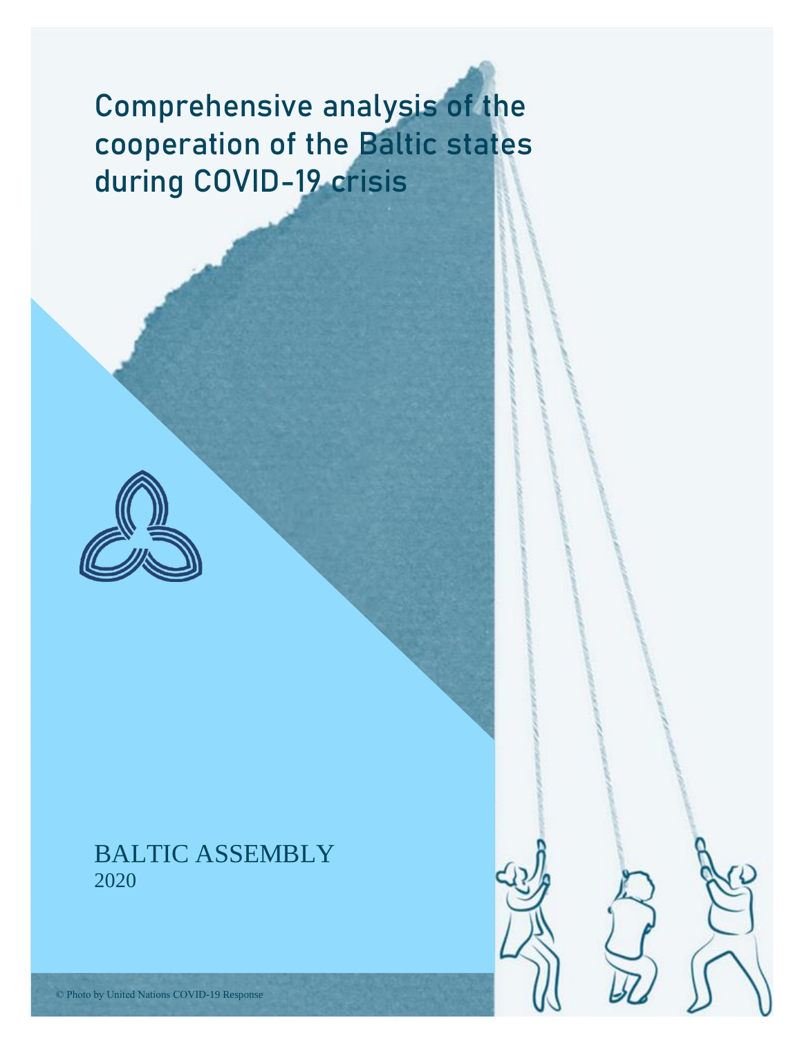# Comprehensive analysis of the cooperation of the Baltic states during COVID-19 crisis

BALTIC ASSEMBLY

2020

© Photo by United Nations COVID-19 Response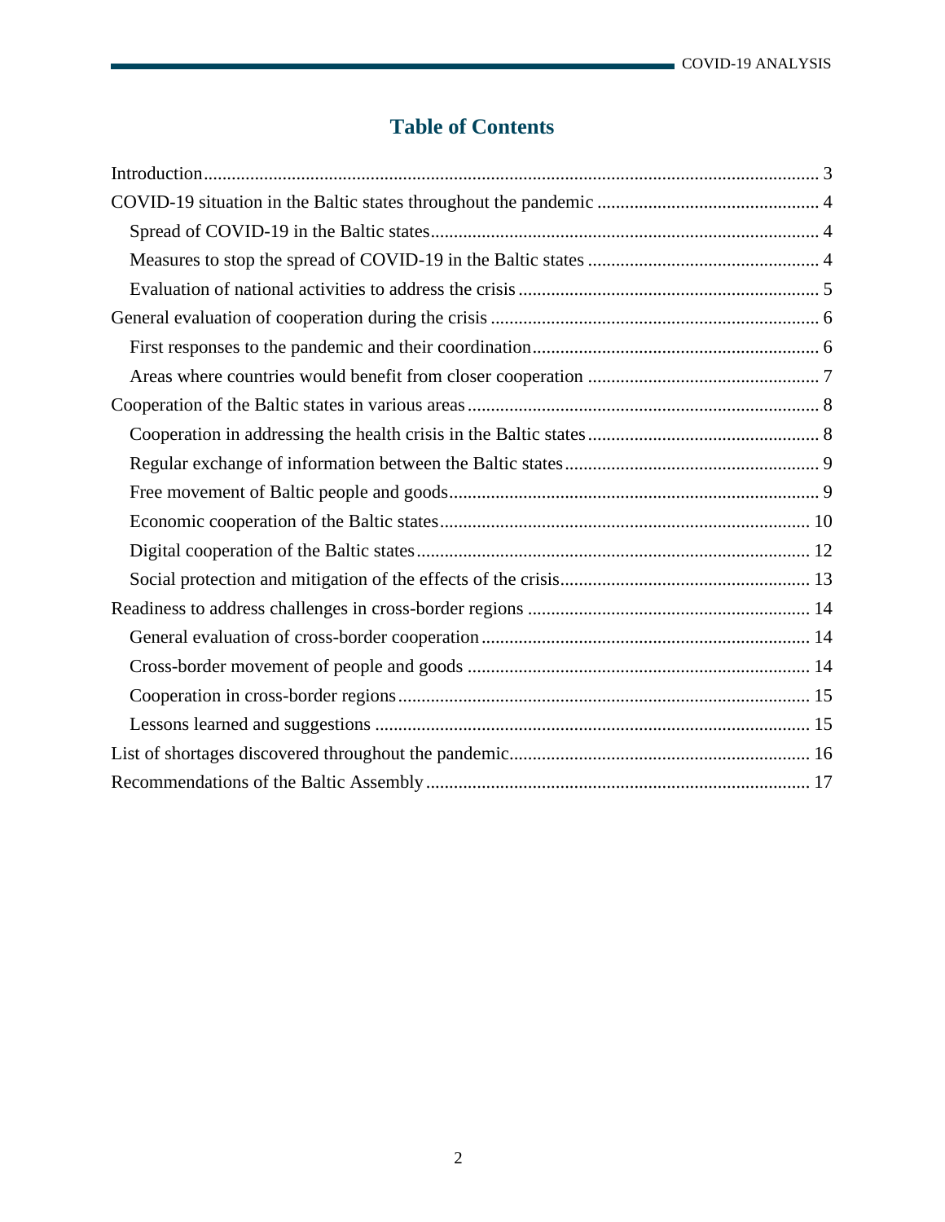# Table of Contents

- Introduction ... 3
- COVID-19 situation in the Baltic states throughout the pandemic ... 4
  - Spread of COVID-19 in the Baltic states ... 4
  - Measures to stop the spread of COVID-19 in the Baltic states ... 4
  - Evaluation of national activities to address the crisis ... 5
- General evaluation of cooperation during the crisis ... 6
  - First responses to the pandemic and their coordination ... 6
  - Areas where countries would benefit from closer cooperation ... 7
- Cooperation of the Baltic states in various areas ... 8
  - Cooperation in addressing the health crisis in the Baltic states ... 8
  - Regular exchange of information between the Baltic states ... 9
  - Free movement of Baltic people and goods ... 9
  - Economic cooperation of the Baltic states ... 10
  - Digital cooperation of the Baltic states ... 12
  - Social protection and mitigation of the effects of the crisis ... 13
- Readiness to address challenges in cross-border regions ... 14
  - General evaluation of cross-border cooperation ... 14
  - Cross-border movement of people and goods ... 14
  - Cooperation in cross-border regions ... 15
  - Lessons learned and suggestions ... 15
- List of shortages discovered throughout the pandemic ... 16
- Recommendations of the Baltic Assembly ... 17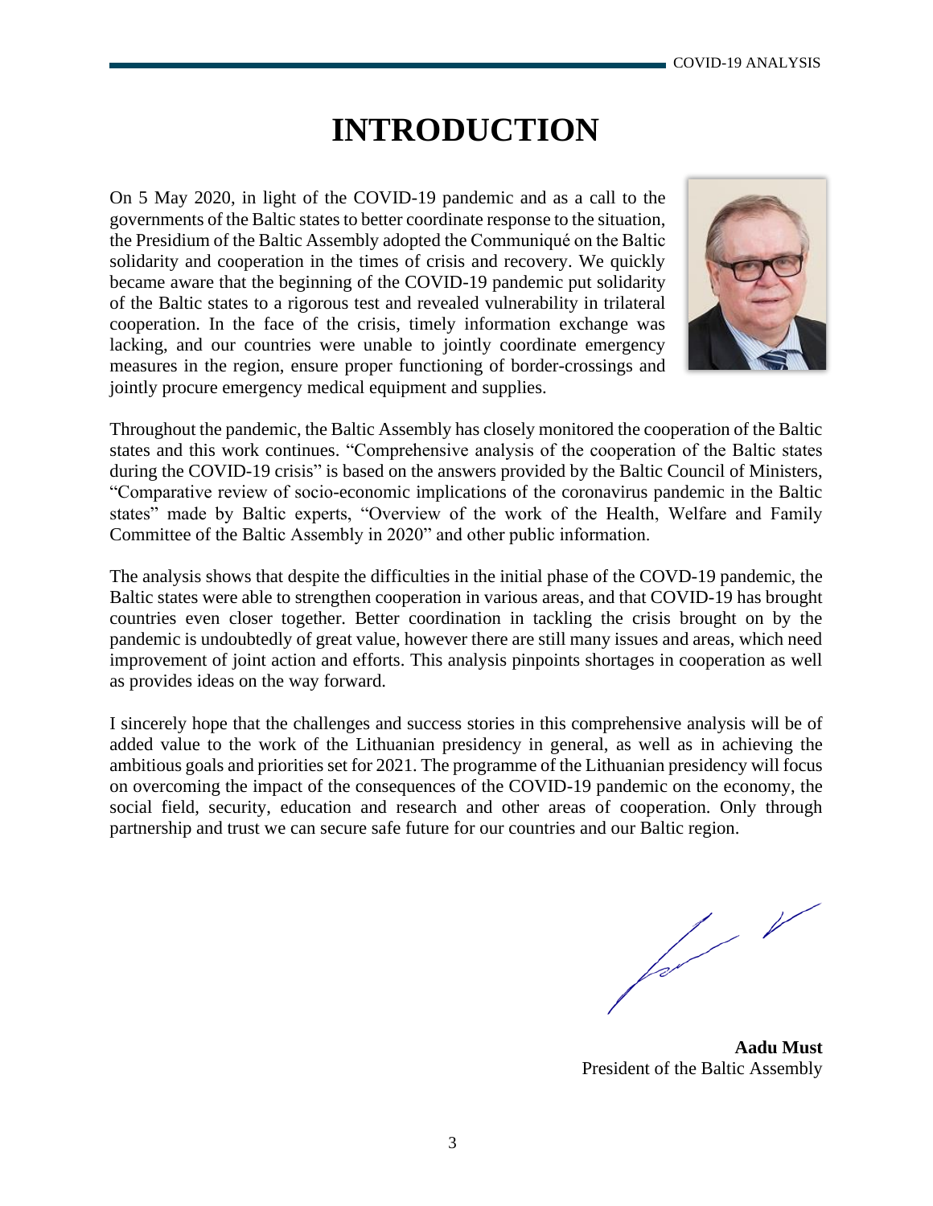# INTRODUCTION

On 5 May 2020, in light of the COVID-19 pandemic and as a call to the governments of the Baltic states to better coordinate response to the situation, the Presidium of the Baltic Assembly adopted the Communiqué on the Baltic solidarity and cooperation in the times of crisis and recovery. We quickly became aware that the beginning of the COVID-19 pandemic put solidarity of the Baltic states to a rigorous test and revealed vulnerability in trilateral cooperation. In the face of the crisis, timely information exchange was lacking, and our countries were unable to jointly coordinate emergency measures in the region, ensure proper functioning of border-crossings and jointly procure emergency medical equipment and supplies.

Throughout the pandemic, the Baltic Assembly has closely monitored the cooperation of the Baltic states and this work continues. "Comprehensive analysis of the cooperation of the Baltic states during the COVID-19 crisis" is based on the answers provided by the Baltic Council of Ministers, "Comparative review of socio-economic implications of the coronavirus pandemic in the Baltic states" made by Baltic experts, "Overview of the work of the Health, Welfare and Family Committee of the Baltic Assembly in 2020" and other public information.

The analysis shows that despite the difficulties in the initial phase of the COVD-19 pandemic, the Baltic states were able to strengthen cooperation in various areas, and that COVID-19 has brought countries even closer together. Better coordination in tackling the crisis brought on by the pandemic is undoubtedly of great value, however there are still many issues and areas, which need improvement of joint action and efforts. This analysis pinpoints shortages in cooperation as well as provides ideas on the way forward.

I sincerely hope that the challenges and success stories in this comprehensive analysis will be of added value to the work of the Lithuanian presidency in general, as well as in achieving the ambitious goals and priorities set for 2021. The programme of the Lithuanian presidency will focus on overcoming the impact of the consequences of the COVID-19 pandemic on the economy, the social field, security, education and research and other areas of cooperation. Only through partnership and trust we can secure safe future for our countries and our Baltic region.

**Aadu Must**
President of the Baltic Assembly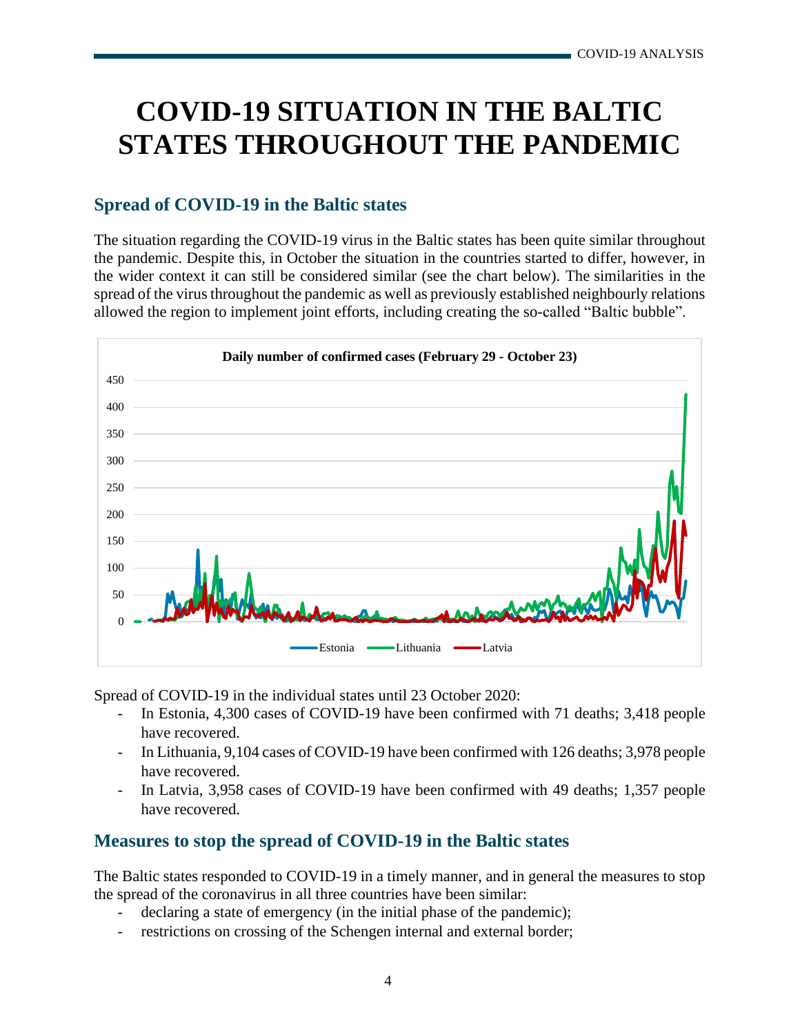# COVID-19 SITUATION IN THE BALTIC STATES THROUGHOUT THE PANDEMIC

## Spread of COVID-19 in the Baltic states

The situation regarding the COVID-19 virus in the Baltic states has been quite similar throughout the pandemic. Despite this, in October the situation in the countries started to differ, however, in the wider context it can still be considered similar (see the chart below). The similarities in the spread of the virus throughout the pandemic as well as previously established neighbourly relations allowed the region to implement joint efforts, including creating the so-called "Baltic bubble".

Daily number of confirmed cases (February 29 - October 23)

Spread of COVID-19 in the individual states until 23 October 2020:

- In Estonia, 4,300 cases of COVID-19 have been confirmed with 71 deaths; 3,418 people have recovered.
- In Lithuania, 9,104 cases of COVID-19 have been confirmed with 126 deaths; 3,978 people have recovered.
- In Latvia, 3,958 cases of COVID-19 have been confirmed with 49 deaths; 1,357 people have recovered.

## Measures to stop the spread of COVID-19 in the Baltic states

The Baltic states responded to COVID-19 in a timely manner, and in general the measures to stop the spread of the coronavirus in all three countries have been similar:

- declaring a state of emergency (in the initial phase of the pandemic);
- restrictions on crossing of the Schengen internal and external border;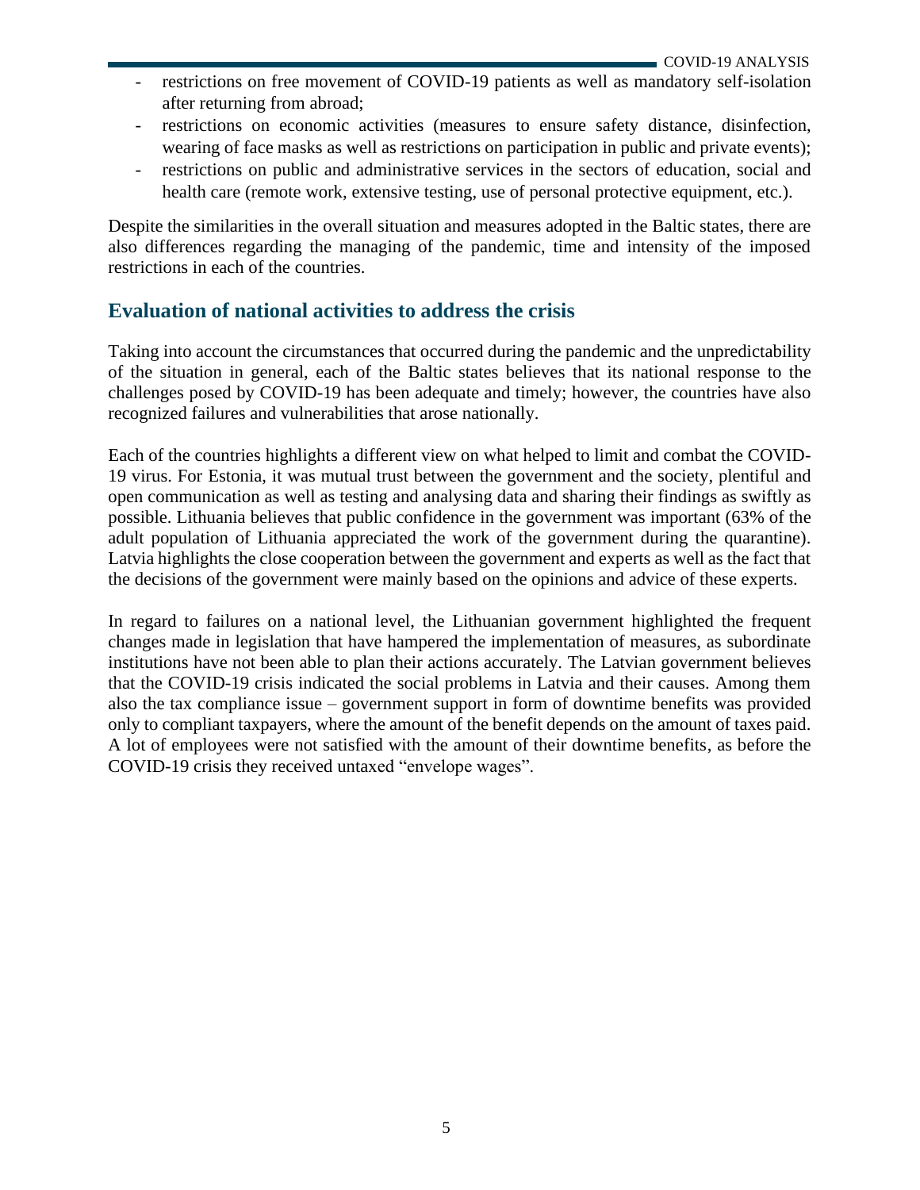- restrictions on free movement of COVID-19 patients as well as mandatory self-isolation after returning from abroad;
- restrictions on economic activities (measures to ensure safety distance, disinfection, wearing of face masks as well as restrictions on participation in public and private events);
- restrictions on public and administrative services in the sectors of education, social and health care (remote work, extensive testing, use of personal protective equipment, etc.).

Despite the similarities in the overall situation and measures adopted in the Baltic states, there are also differences regarding the managing of the pandemic, time and intensity of the imposed restrictions in each of the countries.

## Evaluation of national activities to address the crisis

Taking into account the circumstances that occurred during the pandemic and the unpredictability of the situation in general, each of the Baltic states believes that its national response to the challenges posed by COVID-19 has been adequate and timely; however, the countries have also recognized failures and vulnerabilities that arose nationally.

Each of the countries highlights a different view on what helped to limit and combat the COVID-19 virus. For Estonia, it was mutual trust between the government and the society, plentiful and open communication as well as testing and analysing data and sharing their findings as swiftly as possible. Lithuania believes that public confidence in the government was important (63% of the adult population of Lithuania appreciated the work of the government during the quarantine). Latvia highlights the close cooperation between the government and experts as well as the fact that the decisions of the government were mainly based on the opinions and advice of these experts.

In regard to failures on a national level, the Lithuanian government highlighted the frequent changes made in legislation that have hampered the implementation of measures, as subordinate institutions have not been able to plan their actions accurately. The Latvian government believes that the COVID-19 crisis indicated the social problems in Latvia and their causes. Among them also the tax compliance issue – government support in form of downtime benefits was provided only to compliant taxpayers, where the amount of the benefit depends on the amount of taxes paid. A lot of employees were not satisfied with the amount of their downtime benefits, as before the COVID-19 crisis they received untaxed "envelope wages".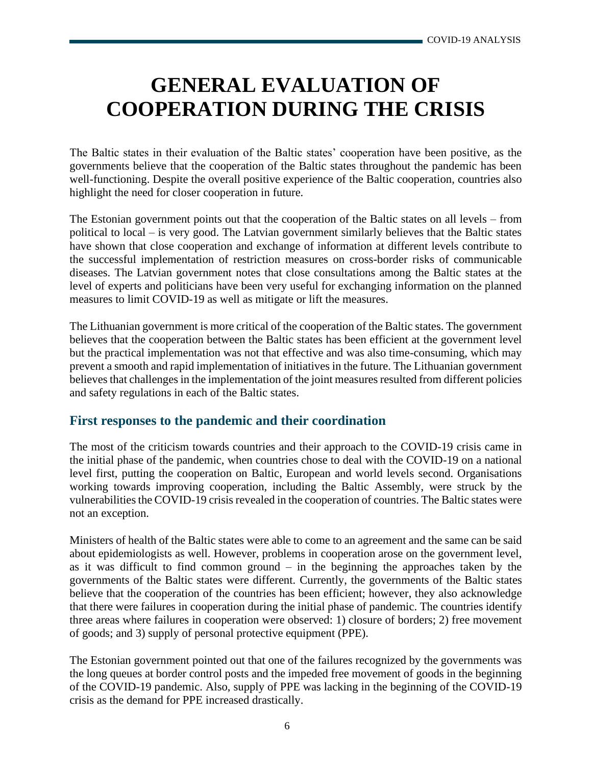# GENERAL EVALUATION OF COOPERATION DURING THE CRISIS

The Baltic states in their evaluation of the Baltic states' cooperation have been positive, as the governments believe that the cooperation of the Baltic states throughout the pandemic has been well-functioning. Despite the overall positive experience of the Baltic cooperation, countries also highlight the need for closer cooperation in future.

The Estonian government points out that the cooperation of the Baltic states on all levels – from political to local – is very good. The Latvian government similarly believes that the Baltic states have shown that close cooperation and exchange of information at different levels contribute to the successful implementation of restriction measures on cross-border risks of communicable diseases. The Latvian government notes that close consultations among the Baltic states at the level of experts and politicians have been very useful for exchanging information on the planned measures to limit COVID-19 as well as mitigate or lift the measures.

The Lithuanian government is more critical of the cooperation of the Baltic states. The government believes that the cooperation between the Baltic states has been efficient at the government level but the practical implementation was not that effective and was also time-consuming, which may prevent a smooth and rapid implementation of initiatives in the future. The Lithuanian government believes that challenges in the implementation of the joint measures resulted from different policies and safety regulations in each of the Baltic states.

## First responses to the pandemic and their coordination

The most of the criticism towards countries and their approach to the COVID-19 crisis came in the initial phase of the pandemic, when countries chose to deal with the COVID-19 on a national level first, putting the cooperation on Baltic, European and world levels second. Organisations working towards improving cooperation, including the Baltic Assembly, were struck by the vulnerabilities the COVID-19 crisis revealed in the cooperation of countries. The Baltic states were not an exception.

Ministers of health of the Baltic states were able to come to an agreement and the same can be said about epidemiologists as well. However, problems in cooperation arose on the government level, as it was difficult to find common ground – in the beginning the approaches taken by the governments of the Baltic states were different. Currently, the governments of the Baltic states believe that the cooperation of the countries has been efficient; however, they also acknowledge that there were failures in cooperation during the initial phase of pandemic. The countries identify three areas where failures in cooperation were observed: 1) closure of borders; 2) free movement of goods; and 3) supply of personal protective equipment (PPE).

The Estonian government pointed out that one of the failures recognized by the governments was the long queues at border control posts and the impeded free movement of goods in the beginning of the COVID-19 pandemic. Also, supply of PPE was lacking in the beginning of the COVID-19 crisis as the demand for PPE increased drastically.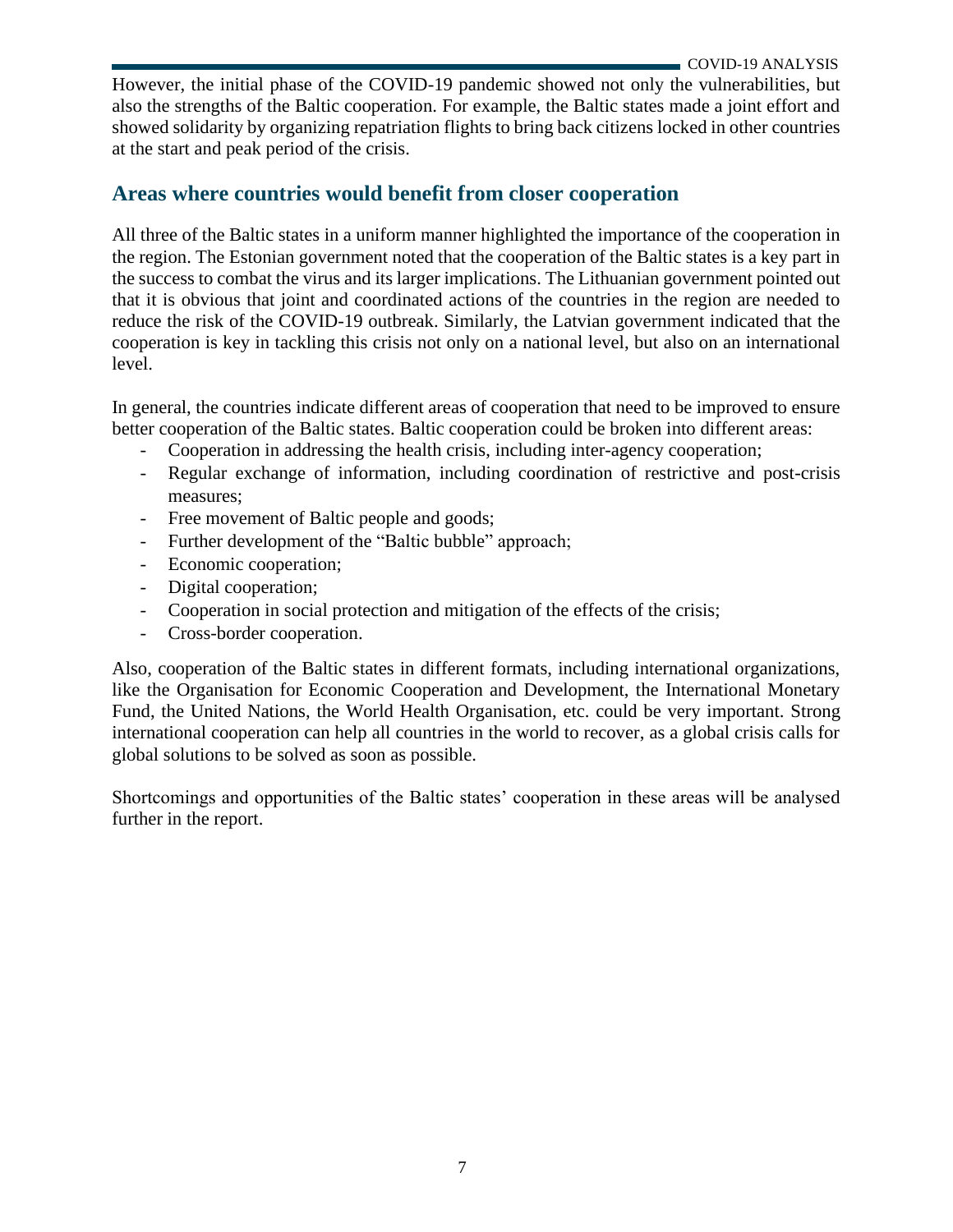However, the initial phase of the COVID-19 pandemic showed not only the vulnerabilities, but also the strengths of the Baltic cooperation. For example, the Baltic states made a joint effort and showed solidarity by organizing repatriation flights to bring back citizens locked in other countries at the start and peak period of the crisis.

## Areas where countries would benefit from closer cooperation

All three of the Baltic states in a uniform manner highlighted the importance of the cooperation in the region. The Estonian government noted that the cooperation of the Baltic states is a key part in the success to combat the virus and its larger implications. The Lithuanian government pointed out that it is obvious that joint and coordinated actions of the countries in the region are needed to reduce the risk of the COVID-19 outbreak. Similarly, the Latvian government indicated that the cooperation is key in tackling this crisis not only on a national level, but also on an international level.

In general, the countries indicate different areas of cooperation that need to be improved to ensure better cooperation of the Baltic states. Baltic cooperation could be broken into different areas:

- Cooperation in addressing the health crisis, including inter-agency cooperation;
- Regular exchange of information, including coordination of restrictive and post-crisis measures;
- Free movement of Baltic people and goods;
- Further development of the "Baltic bubble" approach;
- Economic cooperation;
- Digital cooperation;
- Cooperation in social protection and mitigation of the effects of the crisis;
- Cross-border cooperation.

Also, cooperation of the Baltic states in different formats, including international organizations, like the Organisation for Economic Cooperation and Development, the International Monetary Fund, the United Nations, the World Health Organisation, etc. could be very important. Strong international cooperation can help all countries in the world to recover, as a global crisis calls for global solutions to be solved as soon as possible.

Shortcomings and opportunities of the Baltic states' cooperation in these areas will be analysed further in the report.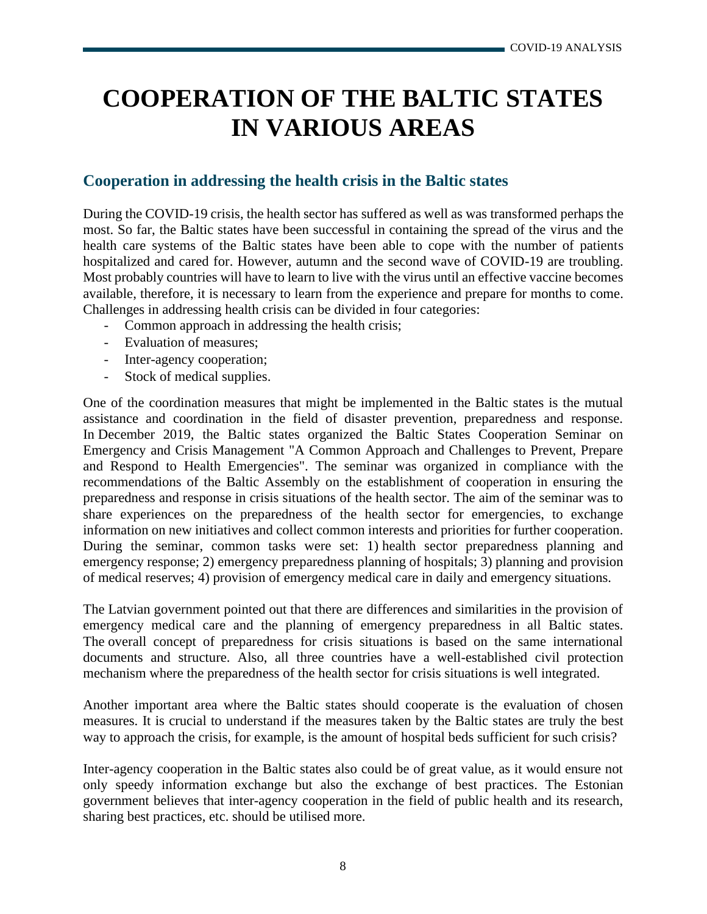# COOPERATION OF THE BALTIC STATES IN VARIOUS AREAS

## Cooperation in addressing the health crisis in the Baltic states

During the COVID-19 crisis, the health sector has suffered as well as was transformed perhaps the most. So far, the Baltic states have been successful in containing the spread of the virus and the health care systems of the Baltic states have been able to cope with the number of patients hospitalized and cared for. However, autumn and the second wave of COVID-19 are troubling. Most probably countries will have to learn to live with the virus until an effective vaccine becomes available, therefore, it is necessary to learn from the experience and prepare for months to come. Challenges in addressing health crisis can be divided in four categories:

- Common approach in addressing the health crisis;
- Evaluation of measures;
- Inter-agency cooperation;
- Stock of medical supplies.

One of the coordination measures that might be implemented in the Baltic states is the mutual assistance and coordination in the field of disaster prevention, preparedness and response. In December 2019, the Baltic states organized the Baltic States Cooperation Seminar on Emergency and Crisis Management "A Common Approach and Challenges to Prevent, Prepare and Respond to Health Emergencies". The seminar was organized in compliance with the recommendations of the Baltic Assembly on the establishment of cooperation in ensuring the preparedness and response in crisis situations of the health sector. The aim of the seminar was to share experiences on the preparedness of the health sector for emergencies, to exchange information on new initiatives and collect common interests and priorities for further cooperation. During the seminar, common tasks were set: 1) health sector preparedness planning and emergency response; 2) emergency preparedness planning of hospitals; 3) planning and provision of medical reserves; 4) provision of emergency medical care in daily and emergency situations.

The Latvian government pointed out that there are differences and similarities in the provision of emergency medical care and the planning of emergency preparedness in all Baltic states. The overall concept of preparedness for crisis situations is based on the same international documents and structure. Also, all three countries have a well-established civil protection mechanism where the preparedness of the health sector for crisis situations is well integrated.

Another important area where the Baltic states should cooperate is the evaluation of chosen measures. It is crucial to understand if the measures taken by the Baltic states are truly the best way to approach the crisis, for example, is the amount of hospital beds sufficient for such crisis?

Inter-agency cooperation in the Baltic states also could be of great value, as it would ensure not only speedy information exchange but also the exchange of best practices. The Estonian government believes that inter-agency cooperation in the field of public health and its research, sharing best practices, etc. should be utilised more.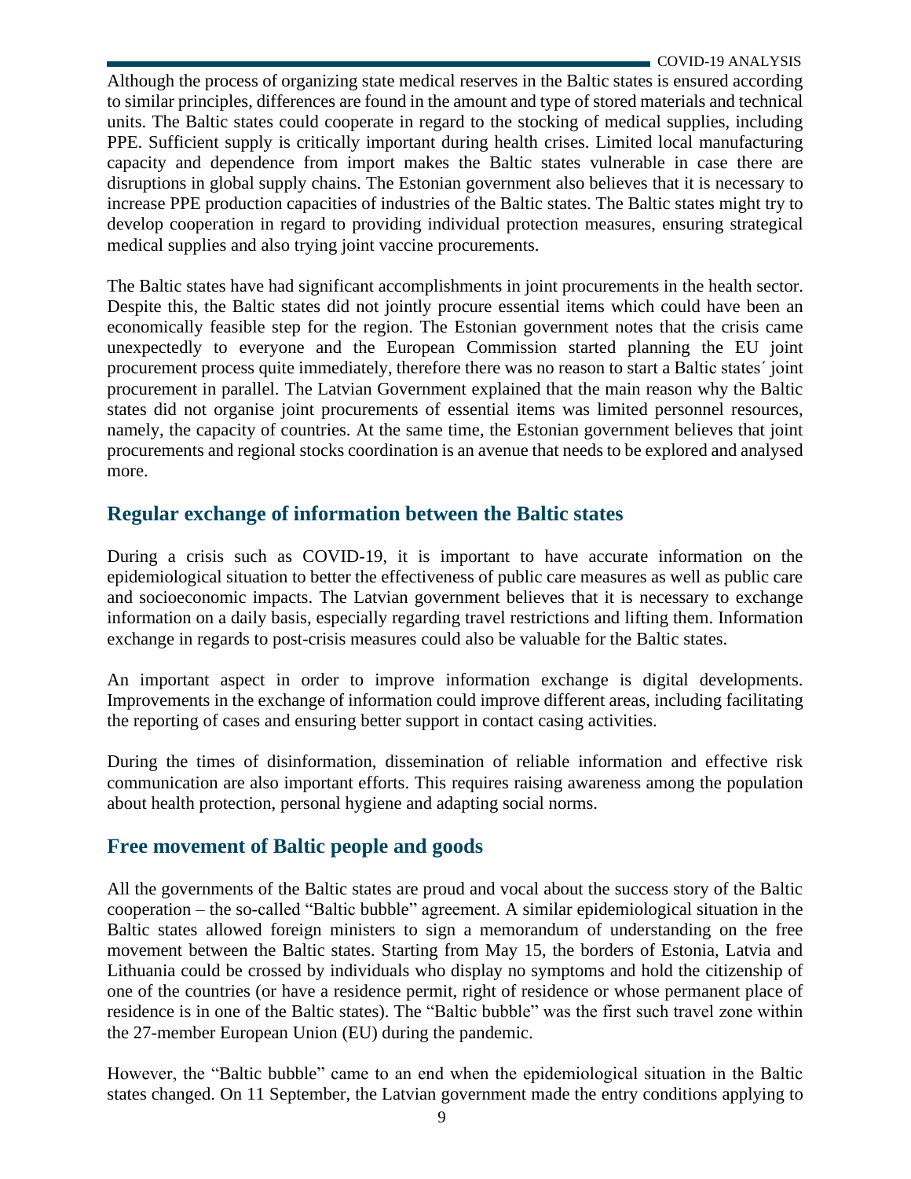Although the process of organizing state medical reserves in the Baltic states is ensured according to similar principles, differences are found in the amount and type of stored materials and technical units. The Baltic states could cooperate in regard to the stocking of medical supplies, including PPE. Sufficient supply is critically important during health crises. Limited local manufacturing capacity and dependence from import makes the Baltic states vulnerable in case there are disruptions in global supply chains. The Estonian government also believes that it is necessary to increase PPE production capacities of industries of the Baltic states. The Baltic states might try to develop cooperation in regard to providing individual protection measures, ensuring strategical medical supplies and also trying joint vaccine procurements.

The Baltic states have had significant accomplishments in joint procurements in the health sector. Despite this, the Baltic states did not jointly procure essential items which could have been an economically feasible step for the region. The Estonian government notes that the crisis came unexpectedly to everyone and the European Commission started planning the EU joint procurement process quite immediately, therefore there was no reason to start a Baltic states´ joint procurement in parallel. The Latvian Government explained that the main reason why the Baltic states did not organise joint procurements of essential items was limited personnel resources, namely, the capacity of countries. At the same time, the Estonian government believes that joint procurements and regional stocks coordination is an avenue that needs to be explored and analysed more.

## Regular exchange of information between the Baltic states

During a crisis such as COVID-19, it is important to have accurate information on the epidemiological situation to better the effectiveness of public care measures as well as public care and socioeconomic impacts. The Latvian government believes that it is necessary to exchange information on a daily basis, especially regarding travel restrictions and lifting them. Information exchange in regards to post-crisis measures could also be valuable for the Baltic states.

An important aspect in order to improve information exchange is digital developments. Improvements in the exchange of information could improve different areas, including facilitating the reporting of cases and ensuring better support in contact casing activities.

During the times of disinformation, dissemination of reliable information and effective risk communication are also important efforts. This requires raising awareness among the population about health protection, personal hygiene and adapting social norms.

## Free movement of Baltic people and goods

All the governments of the Baltic states are proud and vocal about the success story of the Baltic cooperation – the so-called "Baltic bubble" agreement. A similar epidemiological situation in the Baltic states allowed foreign ministers to sign a memorandum of understanding on the free movement between the Baltic states. Starting from May 15, the borders of Estonia, Latvia and Lithuania could be crossed by individuals who display no symptoms and hold the citizenship of one of the countries (or have a residence permit, right of residence or whose permanent place of residence is in one of the Baltic states). The "Baltic bubble" was the first such travel zone within the 27-member European Union (EU) during the pandemic.

However, the "Baltic bubble" came to an end when the epidemiological situation in the Baltic states changed. On 11 September, the Latvian government made the entry conditions applying to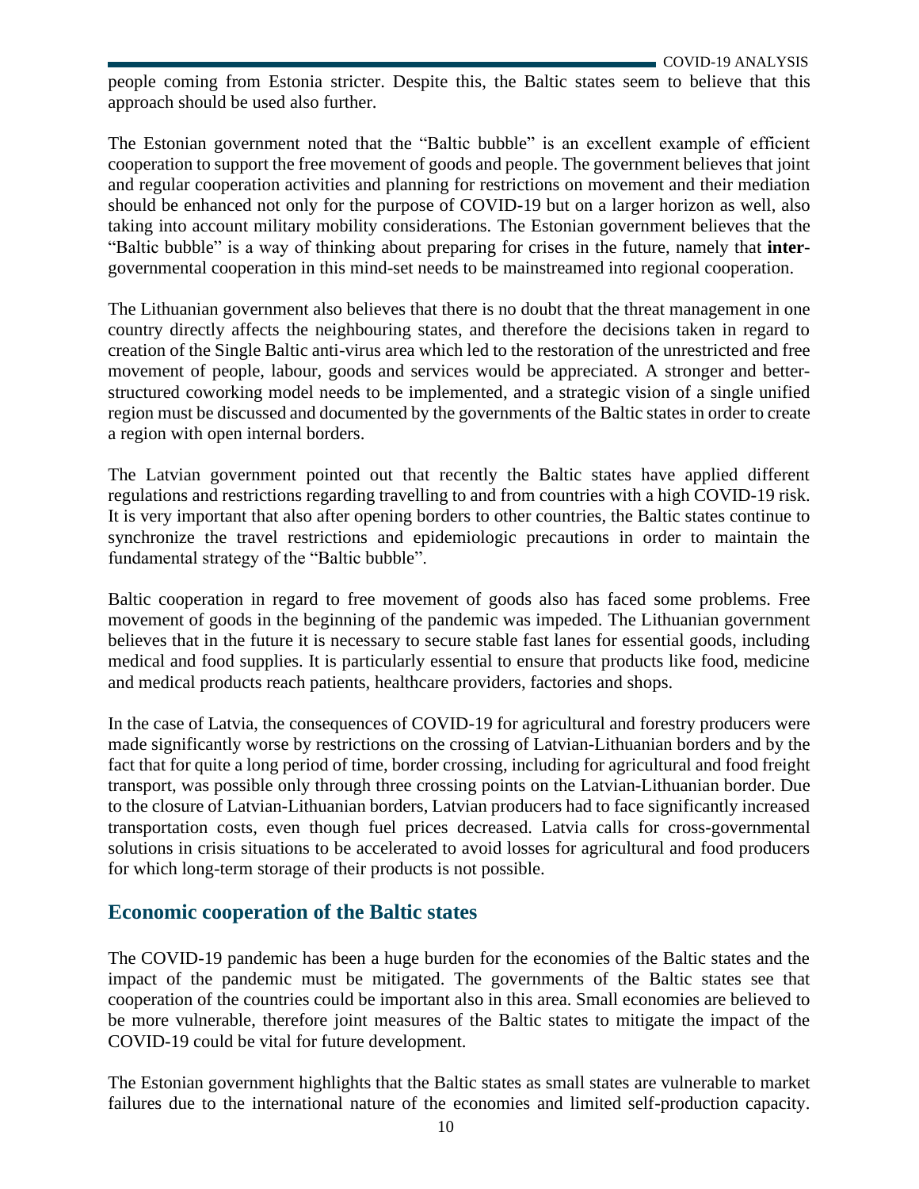people coming from Estonia stricter. Despite this, the Baltic states seem to believe that this approach should be used also further.

The Estonian government noted that the "Baltic bubble" is an excellent example of efficient cooperation to support the free movement of goods and people. The government believes that joint and regular cooperation activities and planning for restrictions on movement and their mediation should be enhanced not only for the purpose of COVID-19 but on a larger horizon as well, also taking into account military mobility considerations. The Estonian government believes that the "Baltic bubble" is a way of thinking about preparing for crises in the future, namely that **inter**-governmental cooperation in this mind-set needs to be mainstreamed into regional cooperation.

The Lithuanian government also believes that there is no doubt that the threat management in one country directly affects the neighbouring states, and therefore the decisions taken in regard to creation of the Single Baltic anti-virus area which led to the restoration of the unrestricted and free movement of people, labour, goods and services would be appreciated. A stronger and better-structured coworking model needs to be implemented, and a strategic vision of a single unified region must be discussed and documented by the governments of the Baltic states in order to create a region with open internal borders.

The Latvian government pointed out that recently the Baltic states have applied different regulations and restrictions regarding travelling to and from countries with a high COVID-19 risk. It is very important that also after opening borders to other countries, the Baltic states continue to synchronize the travel restrictions and epidemiologic precautions in order to maintain the fundamental strategy of the "Baltic bubble".

Baltic cooperation in regard to free movement of goods also has faced some problems. Free movement of goods in the beginning of the pandemic was impeded. The Lithuanian government believes that in the future it is necessary to secure stable fast lanes for essential goods, including medical and food supplies. It is particularly essential to ensure that products like food, medicine and medical products reach patients, healthcare providers, factories and shops.

In the case of Latvia, the consequences of COVID-19 for agricultural and forestry producers were made significantly worse by restrictions on the crossing of Latvian-Lithuanian borders and by the fact that for quite a long period of time, border crossing, including for agricultural and food freight transport, was possible only through three crossing points on the Latvian-Lithuanian border. Due to the closure of Latvian-Lithuanian borders, Latvian producers had to face significantly increased transportation costs, even though fuel prices decreased. Latvia calls for cross-governmental solutions in crisis situations to be accelerated to avoid losses for agricultural and food producers for which long-term storage of their products is not possible.

## Economic cooperation of the Baltic states

The COVID-19 pandemic has been a huge burden for the economies of the Baltic states and the impact of the pandemic must be mitigated. The governments of the Baltic states see that cooperation of the countries could be important also in this area. Small economies are believed to be more vulnerable, therefore joint measures of the Baltic states to mitigate the impact of the COVID-19 could be vital for future development.

The Estonian government highlights that the Baltic states as small states are vulnerable to market failures due to the international nature of the economies and limited self-production capacity.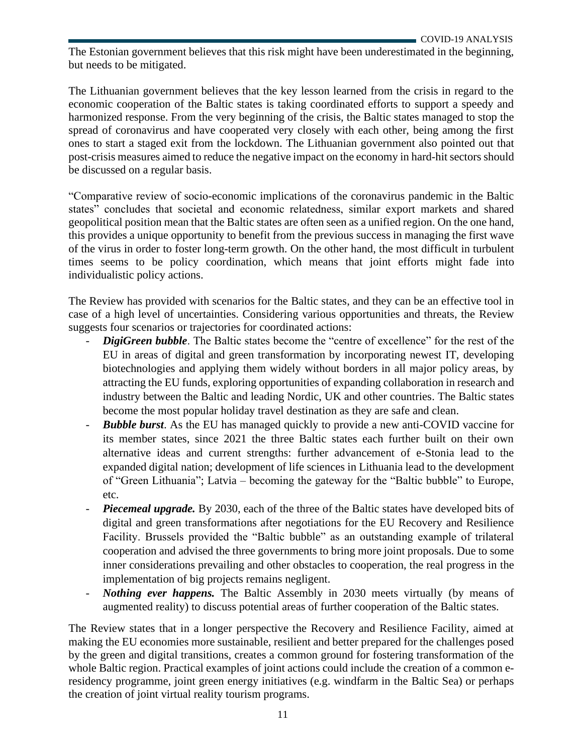The Estonian government believes that this risk might have been underestimated in the beginning, but needs to be mitigated.

The Lithuanian government believes that the key lesson learned from the crisis in regard to the economic cooperation of the Baltic states is taking coordinated efforts to support a speedy and harmonized response. From the very beginning of the crisis, the Baltic states managed to stop the spread of coronavirus and have cooperated very closely with each other, being among the first ones to start a staged exit from the lockdown. The Lithuanian government also pointed out that post-crisis measures aimed to reduce the negative impact on the economy in hard-hit sectors should be discussed on a regular basis.

"Comparative review of socio-economic implications of the coronavirus pandemic in the Baltic states" concludes that societal and economic relatedness, similar export markets and shared geopolitical position mean that the Baltic states are often seen as a unified region. On the one hand, this provides a unique opportunity to benefit from the previous success in managing the first wave of the virus in order to foster long-term growth. On the other hand, the most difficult in turbulent times seems to be policy coordination, which means that joint efforts might fade into individualistic policy actions.

The Review has provided with scenarios for the Baltic states, and they can be an effective tool in case of a high level of uncertainties. Considering various opportunities and threats, the Review suggests four scenarios or trajectories for coordinated actions:

- ***DigiGreen bubble***. The Baltic states become the "centre of excellence" for the rest of the EU in areas of digital and green transformation by incorporating newest IT, developing biotechnologies and applying them widely without borders in all major policy areas, by attracting the EU funds, exploring opportunities of expanding collaboration in research and industry between the Baltic and leading Nordic, UK and other countries. The Baltic states become the most popular holiday travel destination as they are safe and clean.
- ***Bubble burst***. As the EU has managed quickly to provide a new anti-COVID vaccine for its member states, since 2021 the three Baltic states each further built on their own alternative ideas and current strengths: further advancement of e-Stonia lead to the expanded digital nation; development of life sciences in Lithuania lead to the development of "Green Lithuania"; Latvia – becoming the gateway for the "Baltic bubble" to Europe, etc.
- ***Piecemeal upgrade.*** By 2030, each of the three of the Baltic states have developed bits of digital and green transformations after negotiations for the EU Recovery and Resilience Facility. Brussels provided the "Baltic bubble" as an outstanding example of trilateral cooperation and advised the three governments to bring more joint proposals. Due to some inner considerations prevailing and other obstacles to cooperation, the real progress in the implementation of big projects remains negligent.
- ***Nothing ever happens.*** The Baltic Assembly in 2030 meets virtually (by means of augmented reality) to discuss potential areas of further cooperation of the Baltic states.

The Review states that in a longer perspective the Recovery and Resilience Facility, aimed at making the EU economies more sustainable, resilient and better prepared for the challenges posed by the green and digital transitions, creates a common ground for fostering transformation of the whole Baltic region. Practical examples of joint actions could include the creation of a common e-residency programme, joint green energy initiatives (e.g. windfarm in the Baltic Sea) or perhaps the creation of joint virtual reality tourism programs.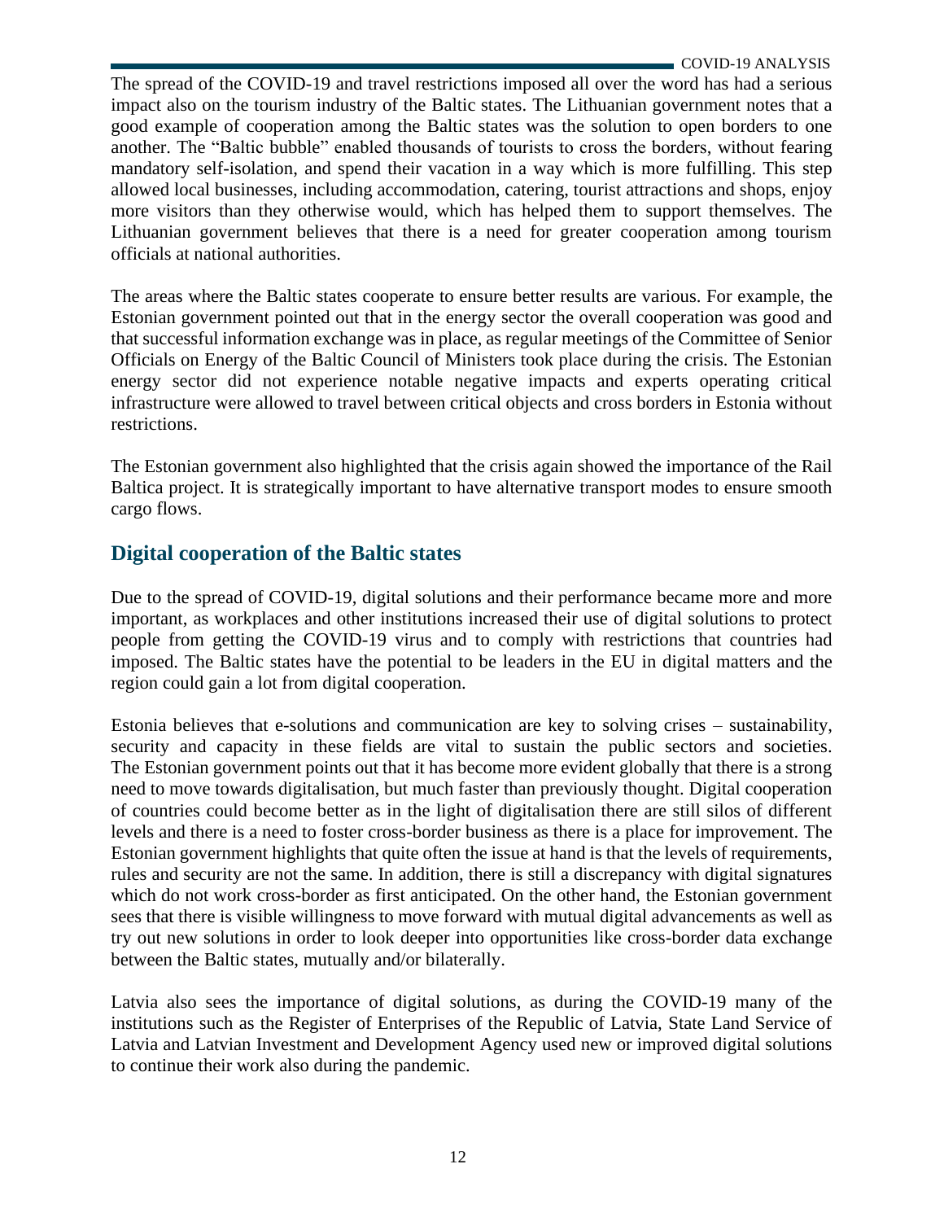The spread of the COVID-19 and travel restrictions imposed all over the word has had a serious impact also on the tourism industry of the Baltic states. The Lithuanian government notes that a good example of cooperation among the Baltic states was the solution to open borders to one another. The "Baltic bubble" enabled thousands of tourists to cross the borders, without fearing mandatory self-isolation, and spend their vacation in a way which is more fulfilling. This step allowed local businesses, including accommodation, catering, tourist attractions and shops, enjoy more visitors than they otherwise would, which has helped them to support themselves. The Lithuanian government believes that there is a need for greater cooperation among tourism officials at national authorities.

The areas where the Baltic states cooperate to ensure better results are various. For example, the Estonian government pointed out that in the energy sector the overall cooperation was good and that successful information exchange was in place, as regular meetings of the Committee of Senior Officials on Energy of the Baltic Council of Ministers took place during the crisis. The Estonian energy sector did not experience notable negative impacts and experts operating critical infrastructure were allowed to travel between critical objects and cross borders in Estonia without restrictions.

The Estonian government also highlighted that the crisis again showed the importance of the Rail Baltica project. It is strategically important to have alternative transport modes to ensure smooth cargo flows.

## Digital cooperation of the Baltic states

Due to the spread of COVID-19, digital solutions and their performance became more and more important, as workplaces and other institutions increased their use of digital solutions to protect people from getting the COVID-19 virus and to comply with restrictions that countries had imposed. The Baltic states have the potential to be leaders in the EU in digital matters and the region could gain a lot from digital cooperation.

Estonia believes that e-solutions and communication are key to solving crises – sustainability, security and capacity in these fields are vital to sustain the public sectors and societies. The Estonian government points out that it has become more evident globally that there is a strong need to move towards digitalisation, but much faster than previously thought. Digital cooperation of countries could become better as in the light of digitalisation there are still silos of different levels and there is a need to foster cross-border business as there is a place for improvement. The Estonian government highlights that quite often the issue at hand is that the levels of requirements, rules and security are not the same. In addition, there is still a discrepancy with digital signatures which do not work cross-border as first anticipated. On the other hand, the Estonian government sees that there is visible willingness to move forward with mutual digital advancements as well as try out new solutions in order to look deeper into opportunities like cross-border data exchange between the Baltic states, mutually and/or bilaterally.

Latvia also sees the importance of digital solutions, as during the COVID-19 many of the institutions such as the Register of Enterprises of the Republic of Latvia, State Land Service of Latvia and Latvian Investment and Development Agency used new or improved digital solutions to continue their work also during the pandemic.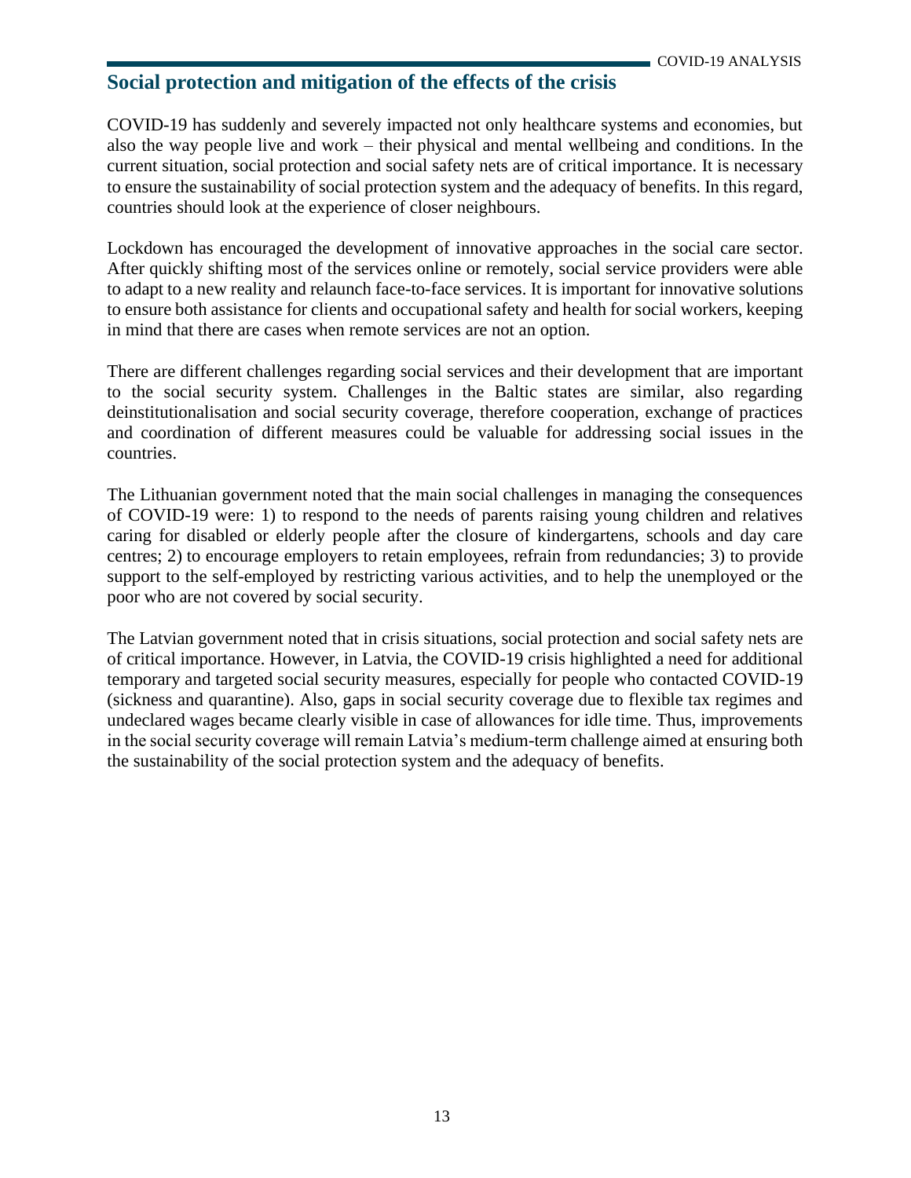## Social protection and mitigation of the effects of the crisis

COVID-19 has suddenly and severely impacted not only healthcare systems and economies, but also the way people live and work – their physical and mental wellbeing and conditions. In the current situation, social protection and social safety nets are of critical importance. It is necessary to ensure the sustainability of social protection system and the adequacy of benefits. In this regard, countries should look at the experience of closer neighbours.

Lockdown has encouraged the development of innovative approaches in the social care sector. After quickly shifting most of the services online or remotely, social service providers were able to adapt to a new reality and relaunch face-to-face services. It is important for innovative solutions to ensure both assistance for clients and occupational safety and health for social workers, keeping in mind that there are cases when remote services are not an option.

There are different challenges regarding social services and their development that are important to the social security system. Challenges in the Baltic states are similar, also regarding deinstitutionalisation and social security coverage, therefore cooperation, exchange of practices and coordination of different measures could be valuable for addressing social issues in the countries.

The Lithuanian government noted that the main social challenges in managing the consequences of COVID-19 were: 1) to respond to the needs of parents raising young children and relatives caring for disabled or elderly people after the closure of kindergartens, schools and day care centres; 2) to encourage employers to retain employees, refrain from redundancies; 3) to provide support to the self-employed by restricting various activities, and to help the unemployed or the poor who are not covered by social security.

The Latvian government noted that in crisis situations, social protection and social safety nets are of critical importance. However, in Latvia, the COVID-19 crisis highlighted a need for additional temporary and targeted social security measures, especially for people who contacted COVID-19 (sickness and quarantine). Also, gaps in social security coverage due to flexible tax regimes and undeclared wages became clearly visible in case of allowances for idle time. Thus, improvements in the social security coverage will remain Latvia's medium-term challenge aimed at ensuring both the sustainability of the social protection system and the adequacy of benefits.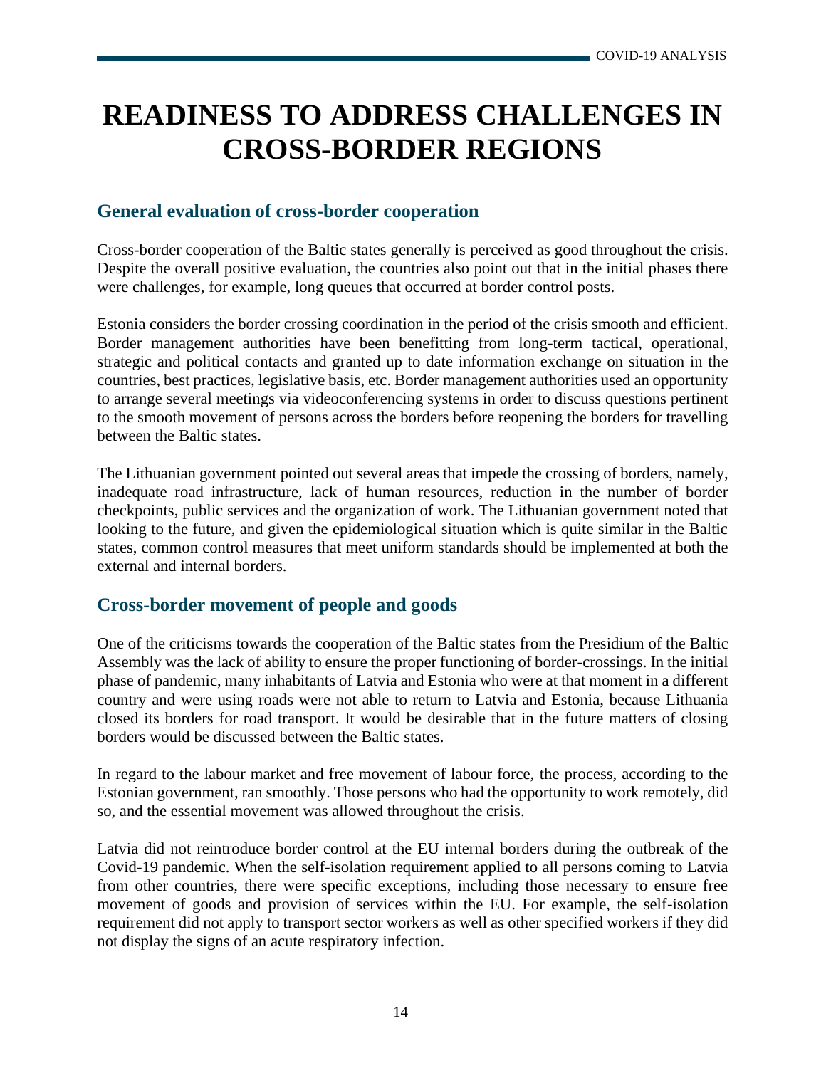# READINESS TO ADDRESS CHALLENGES IN CROSS-BORDER REGIONS

## General evaluation of cross-border cooperation

Cross-border cooperation of the Baltic states generally is perceived as good throughout the crisis. Despite the overall positive evaluation, the countries also point out that in the initial phases there were challenges, for example, long queues that occurred at border control posts.

Estonia considers the border crossing coordination in the period of the crisis smooth and efficient. Border management authorities have been benefitting from long-term tactical, operational, strategic and political contacts and granted up to date information exchange on situation in the countries, best practices, legislative basis, etc. Border management authorities used an opportunity to arrange several meetings via videoconferencing systems in order to discuss questions pertinent to the smooth movement of persons across the borders before reopening the borders for travelling between the Baltic states.

The Lithuanian government pointed out several areas that impede the crossing of borders, namely, inadequate road infrastructure, lack of human resources, reduction in the number of border checkpoints, public services and the organization of work. The Lithuanian government noted that looking to the future, and given the epidemiological situation which is quite similar in the Baltic states, common control measures that meet uniform standards should be implemented at both the external and internal borders.

## Cross-border movement of people and goods

One of the criticisms towards the cooperation of the Baltic states from the Presidium of the Baltic Assembly was the lack of ability to ensure the proper functioning of border-crossings. In the initial phase of pandemic, many inhabitants of Latvia and Estonia who were at that moment in a different country and were using roads were not able to return to Latvia and Estonia, because Lithuania closed its borders for road transport. It would be desirable that in the future matters of closing borders would be discussed between the Baltic states.

In regard to the labour market and free movement of labour force, the process, according to the Estonian government, ran smoothly. Those persons who had the opportunity to work remotely, did so, and the essential movement was allowed throughout the crisis.

Latvia did not reintroduce border control at the EU internal borders during the outbreak of the Covid-19 pandemic. When the self-isolation requirement applied to all persons coming to Latvia from other countries, there were specific exceptions, including those necessary to ensure free movement of goods and provision of services within the EU. For example, the self-isolation requirement did not apply to transport sector workers as well as other specified workers if they did not display the signs of an acute respiratory infection.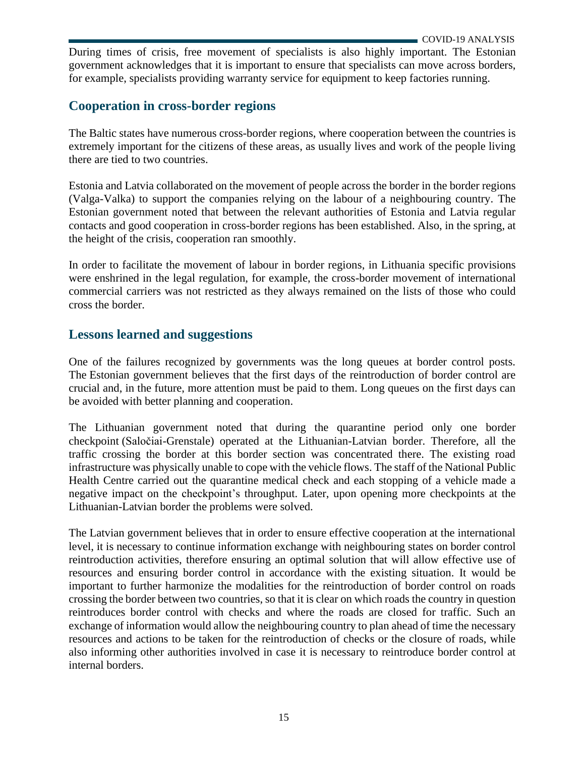During times of crisis, free movement of specialists is also highly important. The Estonian government acknowledges that it is important to ensure that specialists can move across borders, for example, specialists providing warranty service for equipment to keep factories running.

## Cooperation in cross-border regions

The Baltic states have numerous cross-border regions, where cooperation between the countries is extremely important for the citizens of these areas, as usually lives and work of the people living there are tied to two countries.

Estonia and Latvia collaborated on the movement of people across the border in the border regions (Valga-Valka) to support the companies relying on the labour of a neighbouring country. The Estonian government noted that between the relevant authorities of Estonia and Latvia regular contacts and good cooperation in cross-border regions has been established. Also, in the spring, at the height of the crisis, cooperation ran smoothly.

In order to facilitate the movement of labour in border regions, in Lithuania specific provisions were enshrined in the legal regulation, for example, the cross-border movement of international commercial carriers was not restricted as they always remained on the lists of those who could cross the border.

## Lessons learned and suggestions

One of the failures recognized by governments was the long queues at border control posts. The Estonian government believes that the first days of the reintroduction of border control are crucial and, in the future, more attention must be paid to them. Long queues on the first days can be avoided with better planning and cooperation.

The Lithuanian government noted that during the quarantine period only one border checkpoint (Saločiai-Grenstale) operated at the Lithuanian-Latvian border. Therefore, all the traffic crossing the border at this border section was concentrated there. The existing road infrastructure was physically unable to cope with the vehicle flows. The staff of the National Public Health Centre carried out the quarantine medical check and each stopping of a vehicle made a negative impact on the checkpoint's throughput. Later, upon opening more checkpoints at the Lithuanian-Latvian border the problems were solved.

The Latvian government believes that in order to ensure effective cooperation at the international level, it is necessary to continue information exchange with neighbouring states on border control reintroduction activities, therefore ensuring an optimal solution that will allow effective use of resources and ensuring border control in accordance with the existing situation. It would be important to further harmonize the modalities for the reintroduction of border control on roads crossing the border between two countries, so that it is clear on which roads the country in question reintroduces border control with checks and where the roads are closed for traffic. Such an exchange of information would allow the neighbouring country to plan ahead of time the necessary resources and actions to be taken for the reintroduction of checks or the closure of roads, while also informing other authorities involved in case it is necessary to reintroduce border control at internal borders.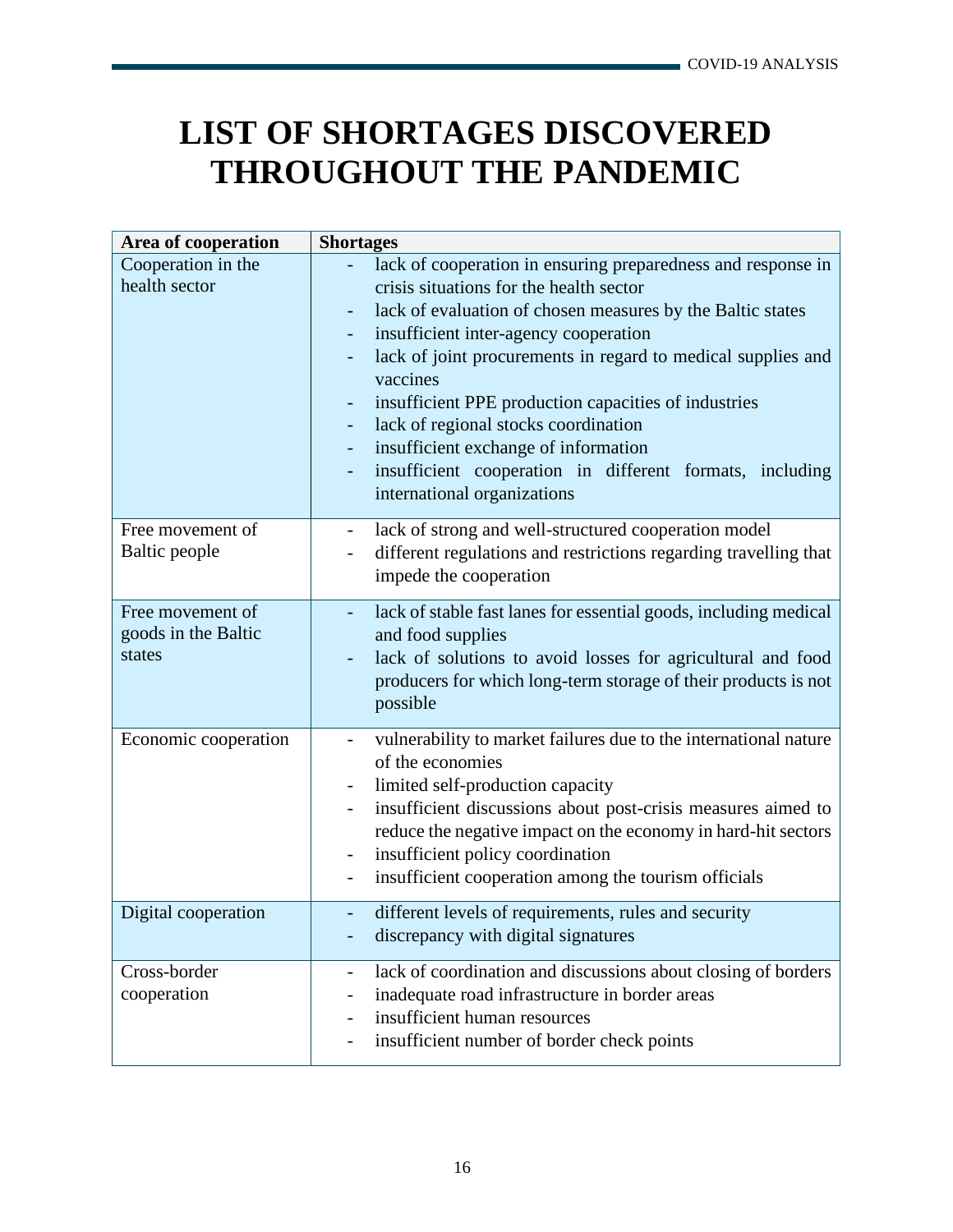# LIST OF SHORTAGES DISCOVERED THROUGHOUT THE PANDEMIC

| Area of cooperation | Shortages |
|---|---|
| Cooperation in the health sector | - lack of cooperation in ensuring preparedness and response in crisis situations for the health sector<br>- lack of evaluation of chosen measures by the Baltic states<br>- insufficient inter-agency cooperation<br>- lack of joint procurements in regard to medical supplies and vaccines<br>- insufficient PPE production capacities of industries<br>- lack of regional stocks coordination<br>- insufficient exchange of information<br>- insufficient cooperation in different formats, including international organizations |
| Free movement of Baltic people | - lack of strong and well-structured cooperation model<br>- different regulations and restrictions regarding travelling that impede the cooperation |
| Free movement of goods in the Baltic states | - lack of stable fast lanes for essential goods, including medical and food supplies<br>- lack of solutions to avoid losses for agricultural and food producers for which long-term storage of their products is not possible |
| Economic cooperation | - vulnerability to market failures due to the international nature of the economies<br>- limited self-production capacity<br>- insufficient discussions about post-crisis measures aimed to reduce the negative impact on the economy in hard-hit sectors<br>- insufficient policy coordination<br>- insufficient cooperation among the tourism officials |
| Digital cooperation | - different levels of requirements, rules and security<br>- discrepancy with digital signatures |
| Cross-border cooperation | - lack of coordination and discussions about closing of borders<br>- inadequate road infrastructure in border areas<br>- insufficient human resources<br>- insufficient number of border check points |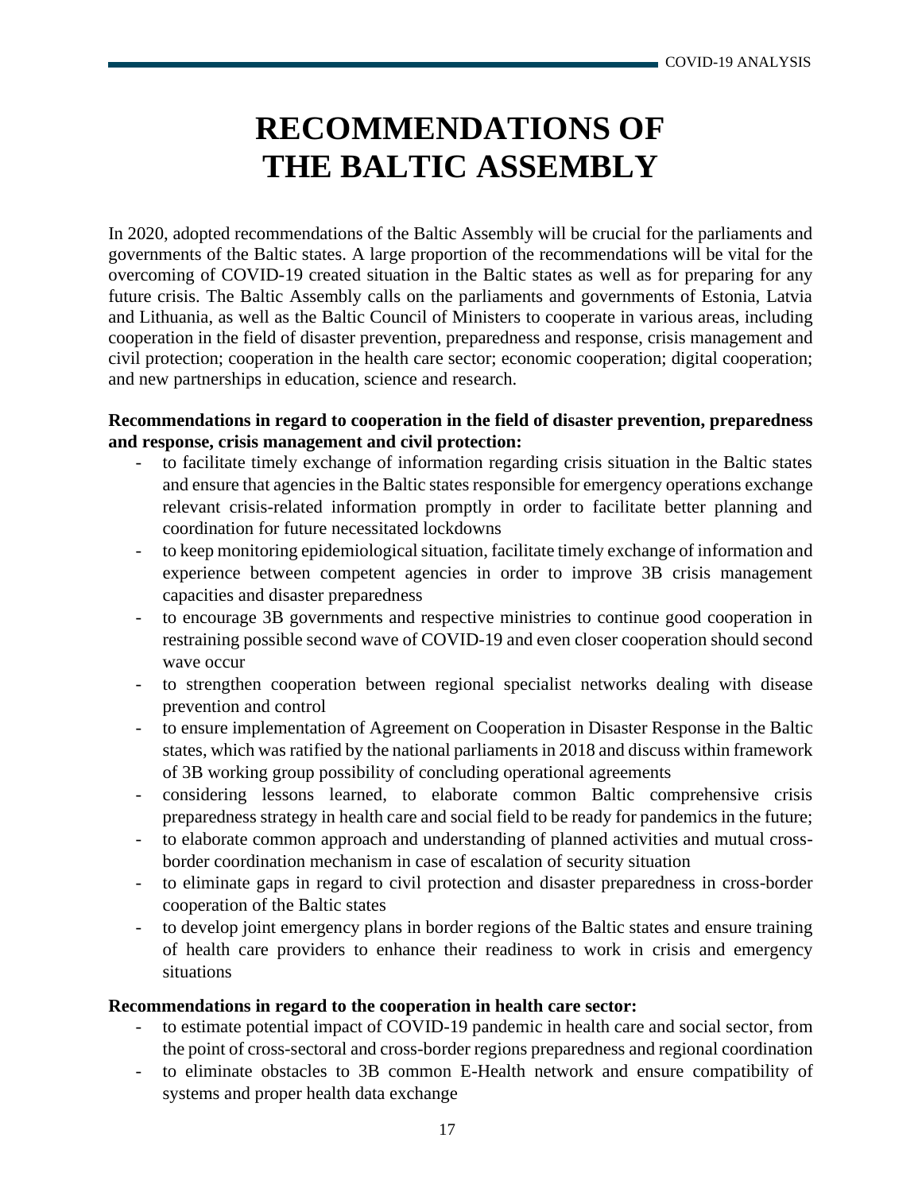# RECOMMENDATIONS OF THE BALTIC ASSEMBLY

In 2020, adopted recommendations of the Baltic Assembly will be crucial for the parliaments and governments of the Baltic states. A large proportion of the recommendations will be vital for the overcoming of COVID-19 created situation in the Baltic states as well as for preparing for any future crisis. The Baltic Assembly calls on the parliaments and governments of Estonia, Latvia and Lithuania, as well as the Baltic Council of Ministers to cooperate in various areas, including cooperation in the field of disaster prevention, preparedness and response, crisis management and civil protection; cooperation in the health care sector; economic cooperation; digital cooperation; and new partnerships in education, science and research.

**Recommendations in regard to cooperation in the field of disaster prevention, preparedness and response, crisis management and civil protection:**

- to facilitate timely exchange of information regarding crisis situation in the Baltic states and ensure that agencies in the Baltic states responsible for emergency operations exchange relevant crisis-related information promptly in order to facilitate better planning and coordination for future necessitated lockdowns
- to keep monitoring epidemiological situation, facilitate timely exchange of information and experience between competent agencies in order to improve 3B crisis management capacities and disaster preparedness
- to encourage 3B governments and respective ministries to continue good cooperation in restraining possible second wave of COVID-19 and even closer cooperation should second wave occur
- to strengthen cooperation between regional specialist networks dealing with disease prevention and control
- to ensure implementation of Agreement on Cooperation in Disaster Response in the Baltic states, which was ratified by the national parliaments in 2018 and discuss within framework of 3B working group possibility of concluding operational agreements
- considering lessons learned, to elaborate common Baltic comprehensive crisis preparedness strategy in health care and social field to be ready for pandemics in the future;
- to elaborate common approach and understanding of planned activities and mutual cross-border coordination mechanism in case of escalation of security situation
- to eliminate gaps in regard to civil protection and disaster preparedness in cross-border cooperation of the Baltic states
- to develop joint emergency plans in border regions of the Baltic states and ensure training of health care providers to enhance their readiness to work in crisis and emergency situations

**Recommendations in regard to the cooperation in health care sector:**

- to estimate potential impact of COVID-19 pandemic in health care and social sector, from the point of cross-sectoral and cross-border regions preparedness and regional coordination
- to eliminate obstacles to 3B common E-Health network and ensure compatibility of systems and proper health data exchange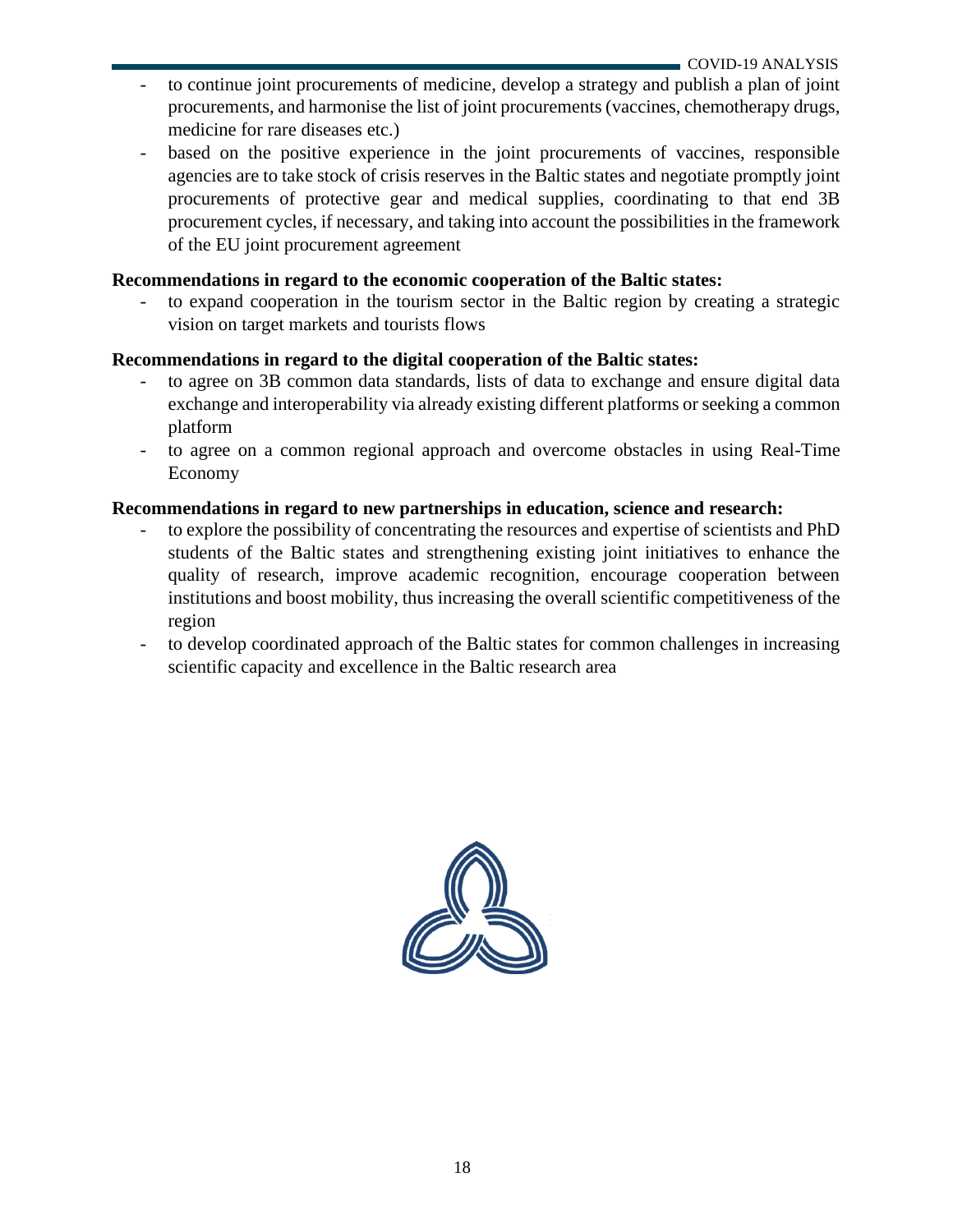- to continue joint procurements of medicine, develop a strategy and publish a plan of joint procurements, and harmonise the list of joint procurements (vaccines, chemotherapy drugs, medicine for rare diseases etc.)
- based on the positive experience in the joint procurements of vaccines, responsible agencies are to take stock of crisis reserves in the Baltic states and negotiate promptly joint procurements of protective gear and medical supplies, coordinating to that end 3B procurement cycles, if necessary, and taking into account the possibilities in the framework of the EU joint procurement agreement

**Recommendations in regard to the economic cooperation of the Baltic states:**

- to expand cooperation in the tourism sector in the Baltic region by creating a strategic vision on target markets and tourists flows

**Recommendations in regard to the digital cooperation of the Baltic states:**

- to agree on 3B common data standards, lists of data to exchange and ensure digital data exchange and interoperability via already existing different platforms or seeking a common platform
- to agree on a common regional approach and overcome obstacles in using Real-Time Economy

**Recommendations in regard to new partnerships in education, science and research:**

- to explore the possibility of concentrating the resources and expertise of scientists and PhD students of the Baltic states and strengthening existing joint initiatives to enhance the quality of research, improve academic recognition, encourage cooperation between institutions and boost mobility, thus increasing the overall scientific competitiveness of the region
- to develop coordinated approach of the Baltic states for common challenges in increasing scientific capacity and excellence in the Baltic research area